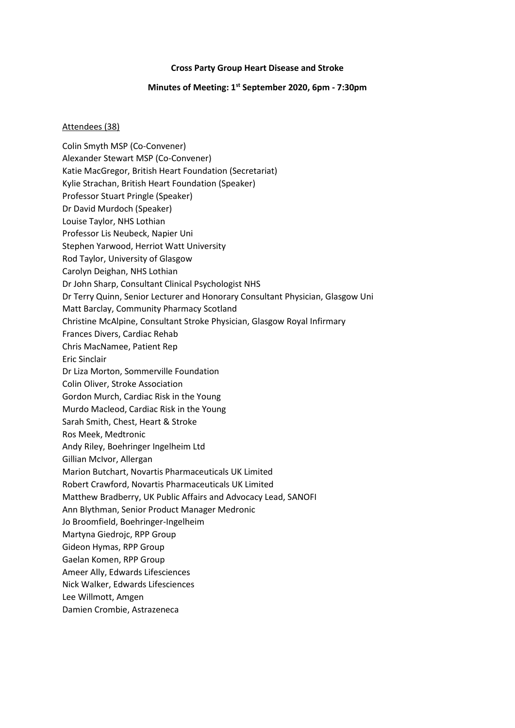**Cross Party Group Heart Disease and Stroke**

**Minutes of Meeting: 1st September 2020, 6pm - 7:30pm**

Attendees (38)

Colin Smyth MSP (Co-Convener)
Alexander Stewart MSP (Co-Convener)
Katie MacGregor, British Heart Foundation (Secretariat)
Kylie Strachan, British Heart Foundation (Speaker)
Professor Stuart Pringle (Speaker)
Dr David Murdoch (Speaker)
Louise Taylor, NHS Lothian
Professor Lis Neubeck, Napier Uni
Stephen Yarwood, Herriot Watt University
Rod Taylor, University of Glasgow
Carolyn Deighan, NHS Lothian
Dr John Sharp, Consultant Clinical Psychologist NHS
Dr Terry Quinn, Senior Lecturer and Honorary Consultant Physician, Glasgow Uni
Matt Barclay, Community Pharmacy Scotland
Christine McAlpine, Consultant Stroke Physician, Glasgow Royal Infirmary
Frances Divers, Cardiac Rehab
Chris MacNamee, Patient Rep
Eric Sinclair
Dr Liza Morton, Sommerville Foundation
Colin Oliver, Stroke Association
Gordon Murch, Cardiac Risk in the Young
Murdo Macleod, Cardiac Risk in the Young
Sarah Smith, Chest, Heart & Stroke
Ros Meek, Medtronic
Andy Riley, Boehringer Ingelheim Ltd
Gillian McIvor, Allergan
Marion Butchart, Novartis Pharmaceuticals UK Limited
Robert Crawford, Novartis Pharmaceuticals UK Limited
Matthew Bradberry, UK Public Affairs and Advocacy Lead, SANOFI
Ann Blythman, Senior Product Manager Medronic
Jo Broomfield, Boehringer-Ingelheim
Martyna Giedrojc, RPP Group
Gideon Hymas, RPP Group
Gaelan Komen, RPP Group
Ameer Ally, Edwards Lifesciences
Nick Walker, Edwards Lifesciences
Lee Willmott, Amgen
Damien Crombie, Astrazeneca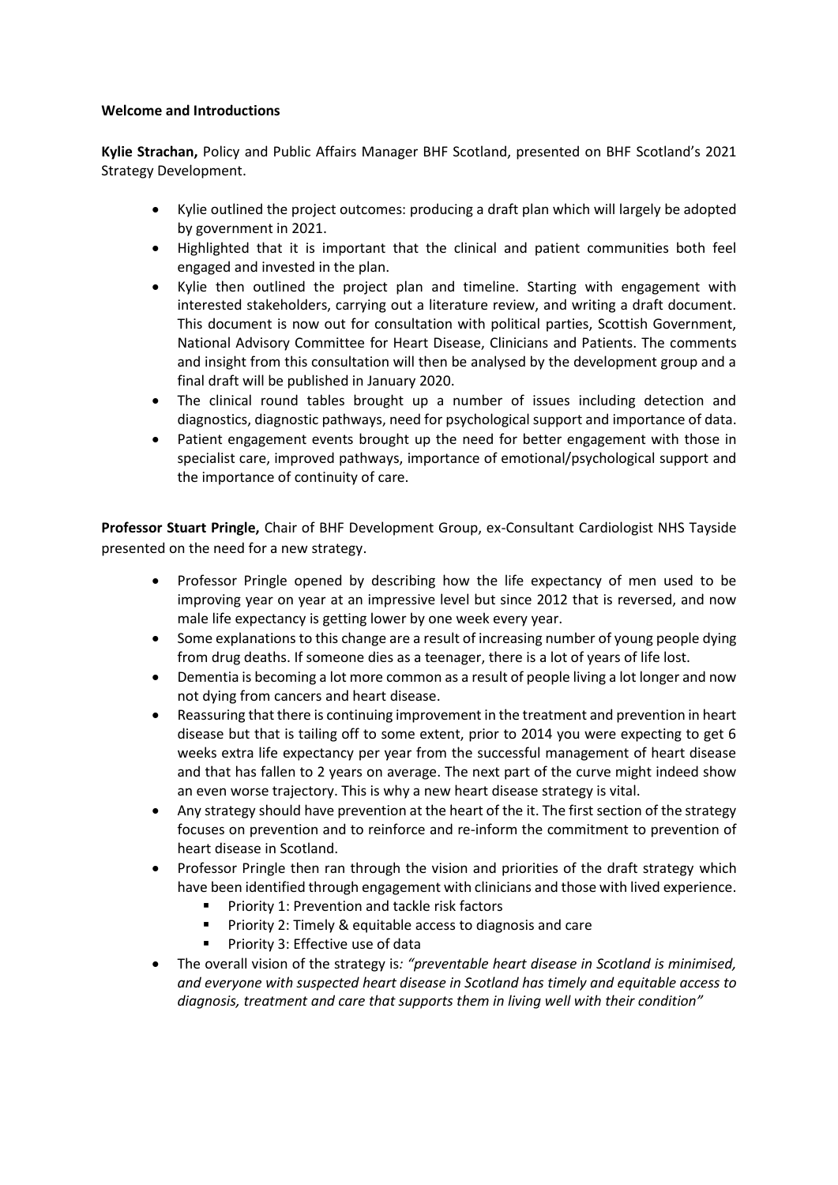**Welcome and Introductions**

**Kylie Strachan,** Policy and Public Affairs Manager BHF Scotland, presented on BHF Scotland's 2021 Strategy Development.

- Kylie outlined the project outcomes: producing a draft plan which will largely be adopted by government in 2021.
- Highlighted that it is important that the clinical and patient communities both feel engaged and invested in the plan.
- Kylie then outlined the project plan and timeline. Starting with engagement with interested stakeholders, carrying out a literature review, and writing a draft document. This document is now out for consultation with political parties, Scottish Government, National Advisory Committee for Heart Disease, Clinicians and Patients. The comments and insight from this consultation will then be analysed by the development group and a final draft will be published in January 2020.
- The clinical round tables brought up a number of issues including detection and diagnostics, diagnostic pathways, need for psychological support and importance of data.
- Patient engagement events brought up the need for better engagement with those in specialist care, improved pathways, importance of emotional/psychological support and the importance of continuity of care.

**Professor Stuart Pringle,** Chair of BHF Development Group, ex-Consultant Cardiologist NHS Tayside presented on the need for a new strategy.

- Professor Pringle opened by describing how the life expectancy of men used to be improving year on year at an impressive level but since 2012 that is reversed, and now male life expectancy is getting lower by one week every year.
- Some explanations to this change are a result of increasing number of young people dying from drug deaths. If someone dies as a teenager, there is a lot of years of life lost.
- Dementia is becoming a lot more common as a result of people living a lot longer and now not dying from cancers and heart disease.
- Reassuring that there is continuing improvement in the treatment and prevention in heart disease but that is tailing off to some extent, prior to 2014 you were expecting to get 6 weeks extra life expectancy per year from the successful management of heart disease and that has fallen to 2 years on average. The next part of the curve might indeed show an even worse trajectory. This is why a new heart disease strategy is vital.
- Any strategy should have prevention at the heart of the it. The first section of the strategy focuses on prevention and to reinforce and re-inform the commitment to prevention of heart disease in Scotland.
- Professor Pringle then ran through the vision and priorities of the draft strategy which have been identified through engagement with clinicians and those with lived experience.
  - Priority 1: Prevention and tackle risk factors
  - Priority 2: Timely & equitable access to diagnosis and care
  - Priority 3: Effective use of data
- The overall vision of the strategy is*: "preventable heart disease in Scotland is minimised, and everyone with suspected heart disease in Scotland has timely and equitable access to diagnosis, treatment and care that supports them in living well with their condition"*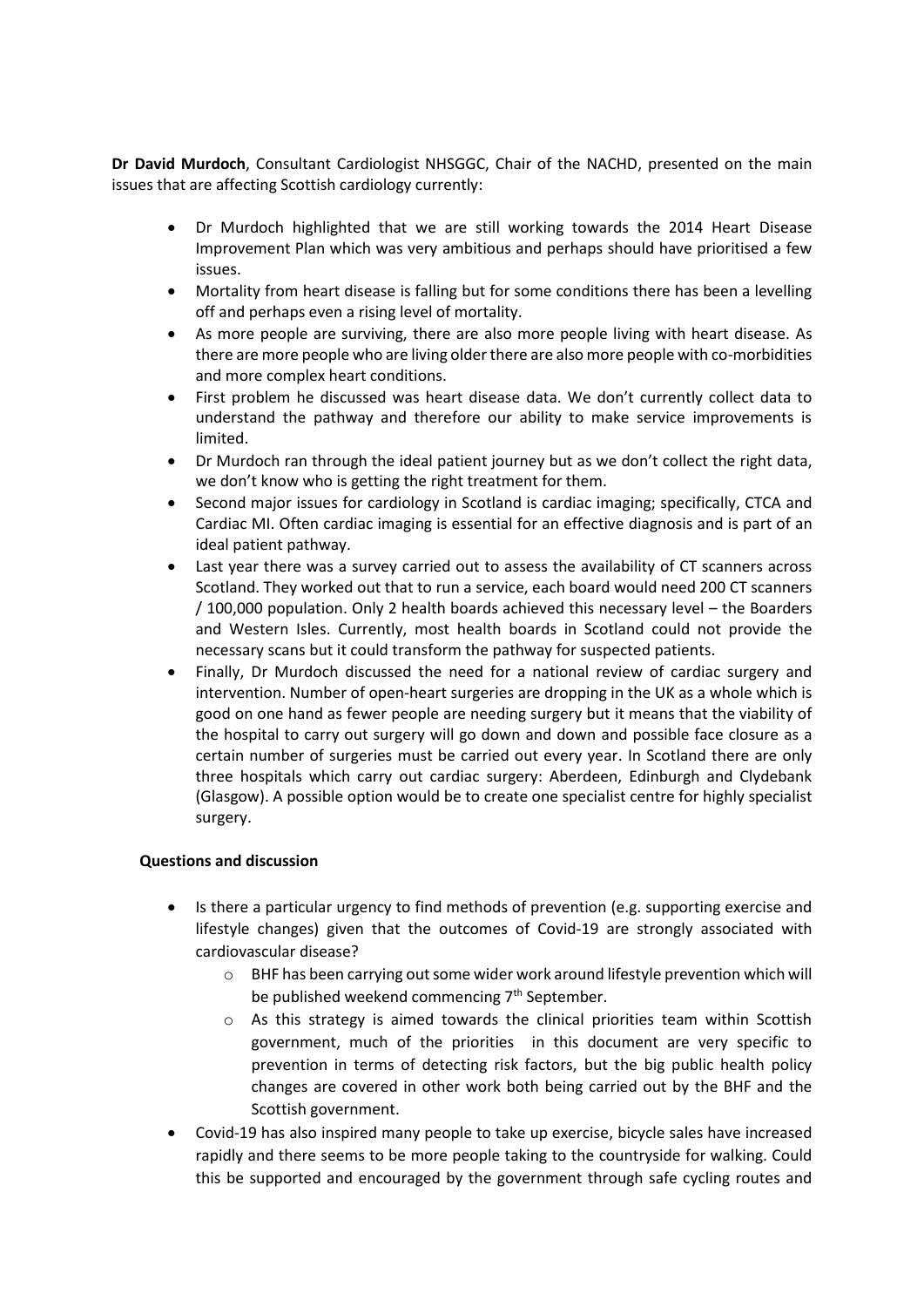**Dr David Murdoch**, Consultant Cardiologist NHSGGC, Chair of the NACHD, presented on the main issues that are affecting Scottish cardiology currently:

- Dr Murdoch highlighted that we are still working towards the 2014 Heart Disease Improvement Plan which was very ambitious and perhaps should have prioritised a few issues.
- Mortality from heart disease is falling but for some conditions there has been a levelling off and perhaps even a rising level of mortality.
- As more people are surviving, there are also more people living with heart disease. As there are more people who are living older there are also more people with co-morbidities and more complex heart conditions.
- First problem he discussed was heart disease data. We don't currently collect data to understand the pathway and therefore our ability to make service improvements is limited.
- Dr Murdoch ran through the ideal patient journey but as we don't collect the right data, we don't know who is getting the right treatment for them.
- Second major issues for cardiology in Scotland is cardiac imaging; specifically, CTCA and Cardiac MI. Often cardiac imaging is essential for an effective diagnosis and is part of an ideal patient pathway.
- Last year there was a survey carried out to assess the availability of CT scanners across Scotland. They worked out that to run a service, each board would need 200 CT scanners / 100,000 population. Only 2 health boards achieved this necessary level – the Boarders and Western Isles. Currently, most health boards in Scotland could not provide the necessary scans but it could transform the pathway for suspected patients.
- Finally, Dr Murdoch discussed the need for a national review of cardiac surgery and intervention. Number of open-heart surgeries are dropping in the UK as a whole which is good on one hand as fewer people are needing surgery but it means that the viability of the hospital to carry out surgery will go down and down and possible face closure as a certain number of surgeries must be carried out every year. In Scotland there are only three hospitals which carry out cardiac surgery: Aberdeen, Edinburgh and Clydebank (Glasgow). A possible option would be to create one specialist centre for highly specialist surgery.

**Questions and discussion**

- Is there a particular urgency to find methods of prevention (e.g. supporting exercise and lifestyle changes) given that the outcomes of Covid-19 are strongly associated with cardiovascular disease?
  - BHF has been carrying out some wider work around lifestyle prevention which will be published weekend commencing 7th September.
  - As this strategy is aimed towards the clinical priorities team within Scottish government, much of the priorities in this document are very specific to prevention in terms of detecting risk factors, but the big public health policy changes are covered in other work both being carried out by the BHF and the Scottish government.
- Covid-19 has also inspired many people to take up exercise, bicycle sales have increased rapidly and there seems to be more people taking to the countryside for walking. Could this be supported and encouraged by the government through safe cycling routes and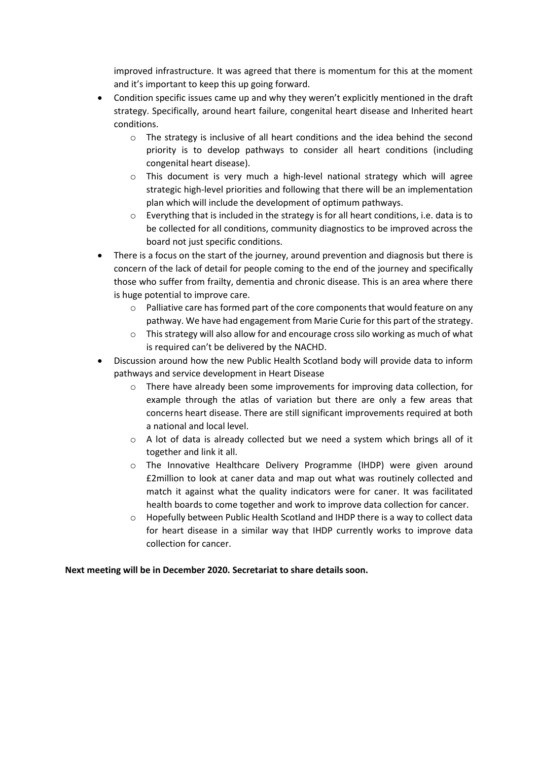improved infrastructure. It was agreed that there is momentum for this at the moment and it's important to keep this up going forward.

- Condition specific issues came up and why they weren't explicitly mentioned in the draft strategy. Specifically, around heart failure, congenital heart disease and Inherited heart conditions.
  - The strategy is inclusive of all heart conditions and the idea behind the second priority is to develop pathways to consider all heart conditions (including congenital heart disease).
  - This document is very much a high-level national strategy which will agree strategic high-level priorities and following that there will be an implementation plan which will include the development of optimum pathways.
  - Everything that is included in the strategy is for all heart conditions, i.e. data is to be collected for all conditions, community diagnostics to be improved across the board not just specific conditions.
- There is a focus on the start of the journey, around prevention and diagnosis but there is concern of the lack of detail for people coming to the end of the journey and specifically those who suffer from frailty, dementia and chronic disease. This is an area where there is huge potential to improve care.
  - Palliative care has formed part of the core components that would feature on any pathway. We have had engagement from Marie Curie for this part of the strategy.
  - This strategy will also allow for and encourage cross silo working as much of what is required can't be delivered by the NACHD.
- Discussion around how the new Public Health Scotland body will provide data to inform pathways and service development in Heart Disease
  - There have already been some improvements for improving data collection, for example through the atlas of variation but there are only a few areas that concerns heart disease. There are still significant improvements required at both a national and local level.
  - A lot of data is already collected but we need a system which brings all of it together and link it all.
  - The Innovative Healthcare Delivery Programme (IHDP) were given around £2million to look at caner data and map out what was routinely collected and match it against what the quality indicators were for caner. It was facilitated health boards to come together and work to improve data collection for cancer.
  - Hopefully between Public Health Scotland and IHDP there is a way to collect data for heart disease in a similar way that IHDP currently works to improve data collection for cancer.

**Next meeting will be in December 2020. Secretariat to share details soon.**